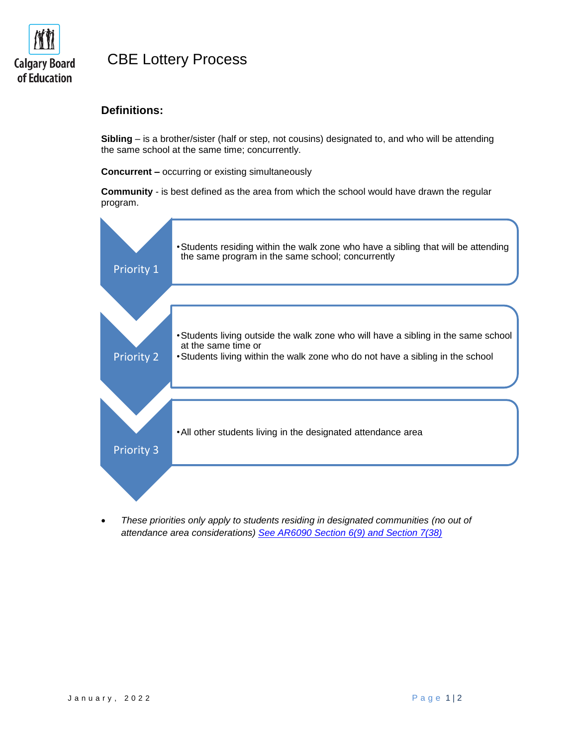# CBE Lottery Process

## Definitions:

**Sibling** – is a brother/sister (half or step, not cousins) designated to, and who will be attending the same school at the same time; concurrently.

**Concurrent –** occurring or existing simultaneously

**Community** - is best defined as the area from which the school would have drawn the regular program.

**Priority 1**

- Students residing within the walk zone who have a sibling that will be attending the same program in the same school; concurrently

**Priority 2**

- Students living outside the walk zone who will have a sibling in the same school at the same time or
- Students living within the walk zone who do not have a sibling in the school

**Priority 3**

- All other students living in the designated attendance area

- *These priorities only apply to students residing in designated communities (no out of attendance area considerations)* *See AR6090 Section 6(9) and Section 7(38)*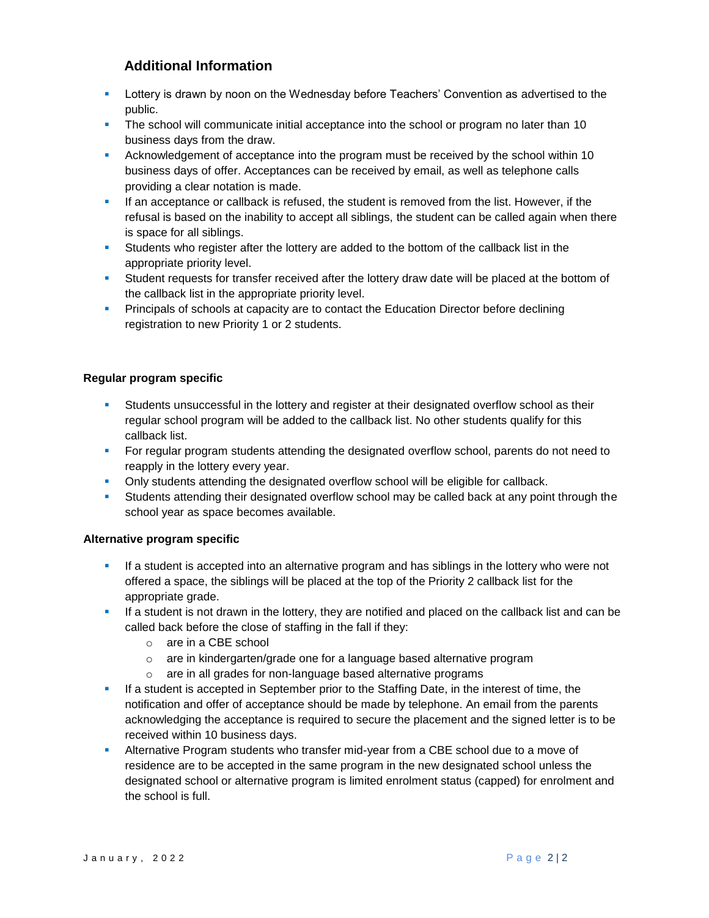## Additional Information

- Lottery is drawn by noon on the Wednesday before Teachers' Convention as advertised to the public.
- The school will communicate initial acceptance into the school or program no later than 10 business days from the draw.
- Acknowledgement of acceptance into the program must be received by the school within 10 business days of offer. Acceptances can be received by email, as well as telephone calls providing a clear notation is made.
- If an acceptance or callback is refused, the student is removed from the list. However, if the refusal is based on the inability to accept all siblings, the student can be called again when there is space for all siblings.
- Students who register after the lottery are added to the bottom of the callback list in the appropriate priority level.
- Student requests for transfer received after the lottery draw date will be placed at the bottom of the callback list in the appropriate priority level.
- Principals of schools at capacity are to contact the Education Director before declining registration to new Priority 1 or 2 students.

**Regular program specific**

- Students unsuccessful in the lottery and register at their designated overflow school as their regular school program will be added to the callback list. No other students qualify for this callback list.
- For regular program students attending the designated overflow school, parents do not need to reapply in the lottery every year.
- Only students attending the designated overflow school will be eligible for callback.
- Students attending their designated overflow school may be called back at any point through the school year as space becomes available.

**Alternative program specific**

- If a student is accepted into an alternative program and has siblings in the lottery who were not offered a space, the siblings will be placed at the top of the Priority 2 callback list for the appropriate grade.
- If a student is not drawn in the lottery, they are notified and placed on the callback list and can be called back before the close of staffing in the fall if they:
  - are in a CBE school
  - are in kindergarten/grade one for a language based alternative program
  - are in all grades for non-language based alternative programs
- If a student is accepted in September prior to the Staffing Date, in the interest of time, the notification and offer of acceptance should be made by telephone. An email from the parents acknowledging the acceptance is required to secure the placement and the signed letter is to be received within 10 business days.
- Alternative Program students who transfer mid-year from a CBE school due to a move of residence are to be accepted in the same program in the new designated school unless the designated school or alternative program is limited enrolment status (capped) for enrolment and the school is full.